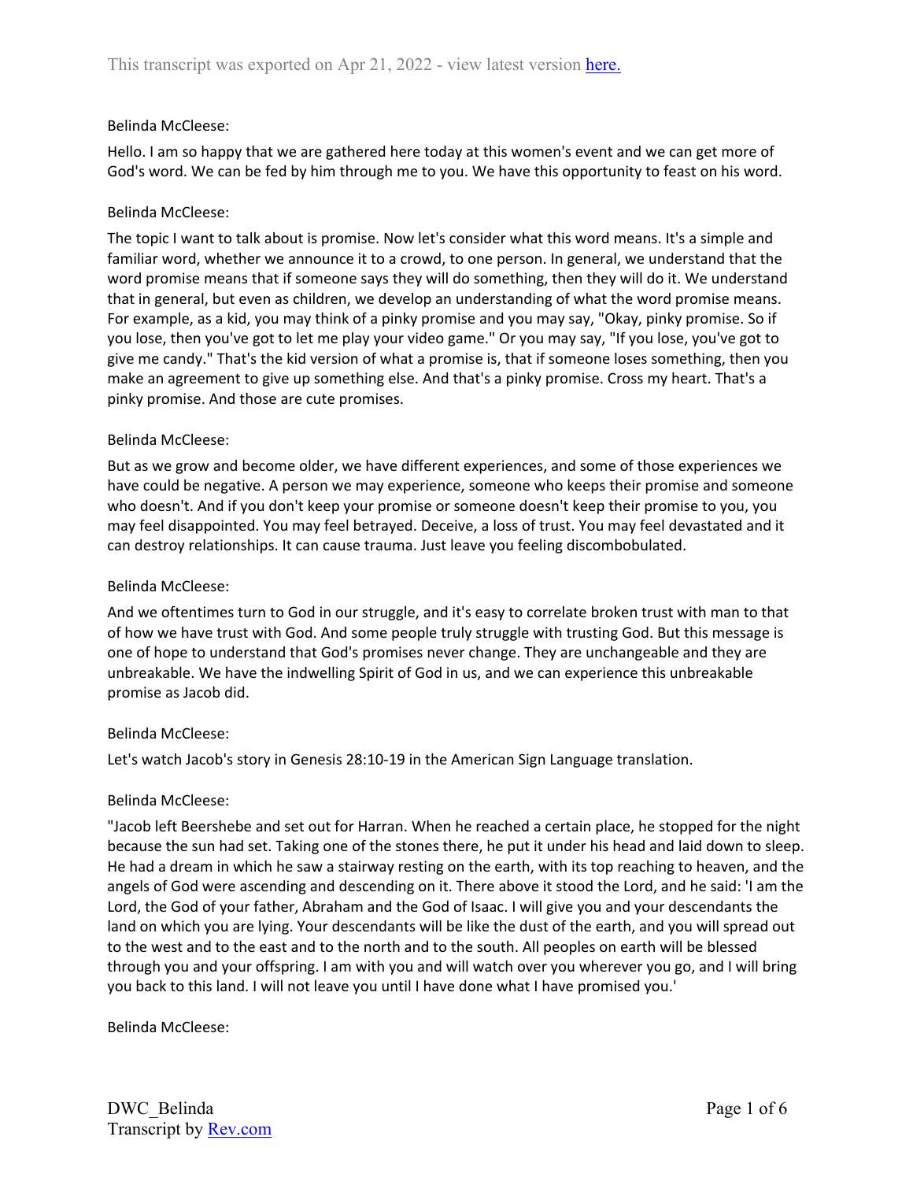This transcript was exported on Apr 21, 2022 - view latest version [here.](#)

Belinda McCleese:

Hello. I am so happy that we are gathered here today at this women's event and we can get more of God's word. We can be fed by him through me to you. We have this opportunity to feast on his word.

Belinda McCleese:

The topic I want to talk about is promise. Now let's consider what this word means. It's a simple and familiar word, whether we announce it to a crowd, to one person. In general, we understand that the word promise means that if someone says they will do something, then they will do it. We understand that in general, but even as children, we develop an understanding of what the word promise means. For example, as a kid, you may think of a pinky promise and you may say, "Okay, pinky promise. So if you lose, then you've got to let me play your video game." Or you may say, "If you lose, you've got to give me candy." That's the kid version of what a promise is, that if someone loses something, then you make an agreement to give up something else. And that's a pinky promise. Cross my heart. That's a pinky promise. And those are cute promises.

Belinda McCleese:

But as we grow and become older, we have different experiences, and some of those experiences we have could be negative. A person we may experience, someone who keeps their promise and someone who doesn't. And if you don't keep your promise or someone doesn't keep their promise to you, you may feel disappointed. You may feel betrayed. Deceive, a loss of trust. You may feel devastated and it can destroy relationships. It can cause trauma. Just leave you feeling discombobulated.

Belinda McCleese:

And we oftentimes turn to God in our struggle, and it's easy to correlate broken trust with man to that of how we have trust with God. And some people truly struggle with trusting God. But this message is one of hope to understand that God's promises never change. They are unchangeable and they are unbreakable. We have the indwelling Spirit of God in us, and we can experience this unbreakable promise as Jacob did.

Belinda McCleese:

Let's watch Jacob's story in Genesis 28:10-19 in the American Sign Language translation.

Belinda McCleese:

"Jacob left Beershebe and set out for Harran. When he reached a certain place, he stopped for the night because the sun had set. Taking one of the stones there, he put it under his head and laid down to sleep. He had a dream in which he saw a stairway resting on the earth, with its top reaching to heaven, and the angels of God were ascending and descending on it. There above it stood the Lord, and he said: 'I am the Lord, the God of your father, Abraham and the God of Isaac. I will give you and your descendants the land on which you are lying. Your descendants will be like the dust of the earth, and you will spread out to the west and to the east and to the north and to the south. All peoples on earth will be blessed through you and your offspring. I am with you and will watch over you wherever you go, and I will bring you back to this land. I will not leave you until I have done what I have promised you.'

Belinda McCleese: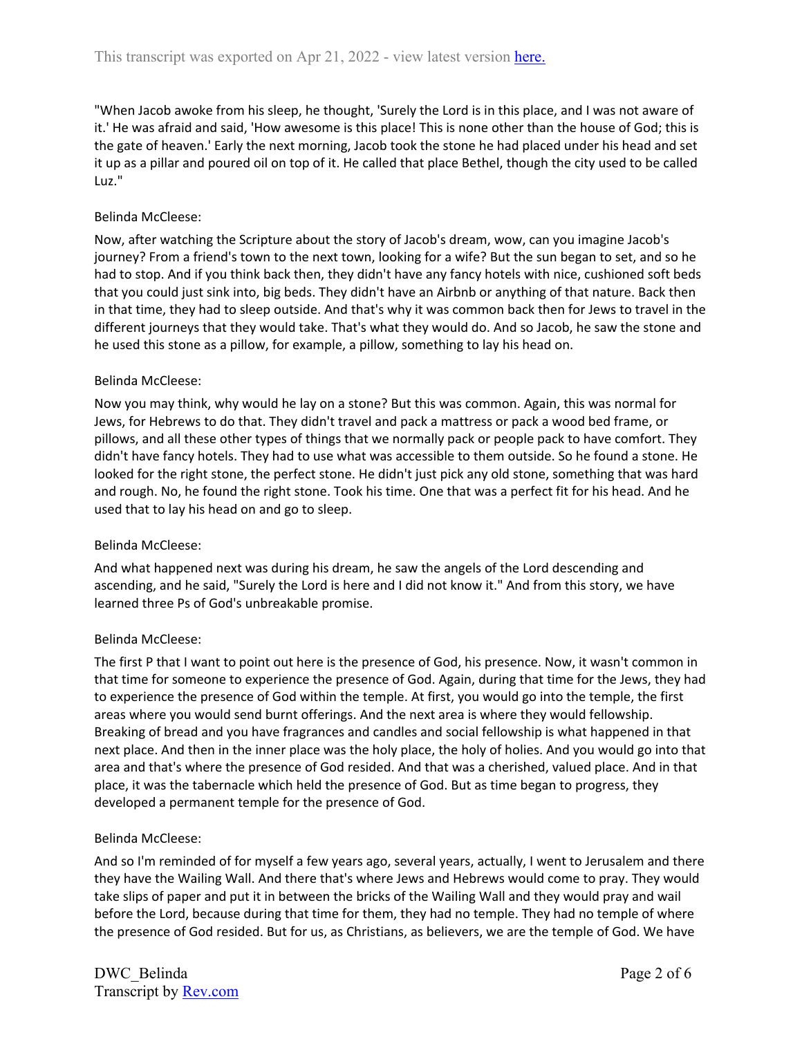"When Jacob awoke from his sleep, he thought, 'Surely the Lord is in this place, and I was not aware of it.' He was afraid and said, 'How awesome is this place! This is none other than the house of God; this is the gate of heaven.' Early the next morning, Jacob took the stone he had placed under his head and set it up as a pillar and poured oil on top of it. He called that place Bethel, though the city used to be called Luz."

Belinda McCleese:

Now, after watching the Scripture about the story of Jacob's dream, wow, can you imagine Jacob's journey? From a friend's town to the next town, looking for a wife? But the sun began to set, and so he had to stop. And if you think back then, they didn't have any fancy hotels with nice, cushioned soft beds that you could just sink into, big beds. They didn't have an Airbnb or anything of that nature. Back then in that time, they had to sleep outside. And that's why it was common back then for Jews to travel in the different journeys that they would take. That's what they would do. And so Jacob, he saw the stone and he used this stone as a pillow, for example, a pillow, something to lay his head on.

Belinda McCleese:

Now you may think, why would he lay on a stone? But this was common. Again, this was normal for Jews, for Hebrews to do that. They didn't travel and pack a mattress or pack a wood bed frame, or pillows, and all these other types of things that we normally pack or people pack to have comfort. They didn't have fancy hotels. They had to use what was accessible to them outside. So he found a stone. He looked for the right stone, the perfect stone. He didn't just pick any old stone, something that was hard and rough. No, he found the right stone. Took his time. One that was a perfect fit for his head. And he used that to lay his head on and go to sleep.

Belinda McCleese:

And what happened next was during his dream, he saw the angels of the Lord descending and ascending, and he said, "Surely the Lord is here and I did not know it." And from this story, we have learned three Ps of God's unbreakable promise.

Belinda McCleese:

The first P that I want to point out here is the presence of God, his presence. Now, it wasn't common in that time for someone to experience the presence of God. Again, during that time for the Jews, they had to experience the presence of God within the temple. At first, you would go into the temple, the first areas where you would send burnt offerings. And the next area is where they would fellowship. Breaking of bread and you have fragrances and candles and social fellowship is what happened in that next place. And then in the inner place was the holy place, the holy of holies. And you would go into that area and that's where the presence of God resided. And that was a cherished, valued place. And in that place, it was the tabernacle which held the presence of God. But as time began to progress, they developed a permanent temple for the presence of God.

Belinda McCleese:

And so I'm reminded of for myself a few years ago, several years, actually, I went to Jerusalem and there they have the Wailing Wall. And there that's where Jews and Hebrews would come to pray. They would take slips of paper and put it in between the bricks of the Wailing Wall and they would pray and wail before the Lord, because during that time for them, they had no temple. They had no temple of where the presence of God resided. But for us, as Christians, as believers, we are the temple of God. We have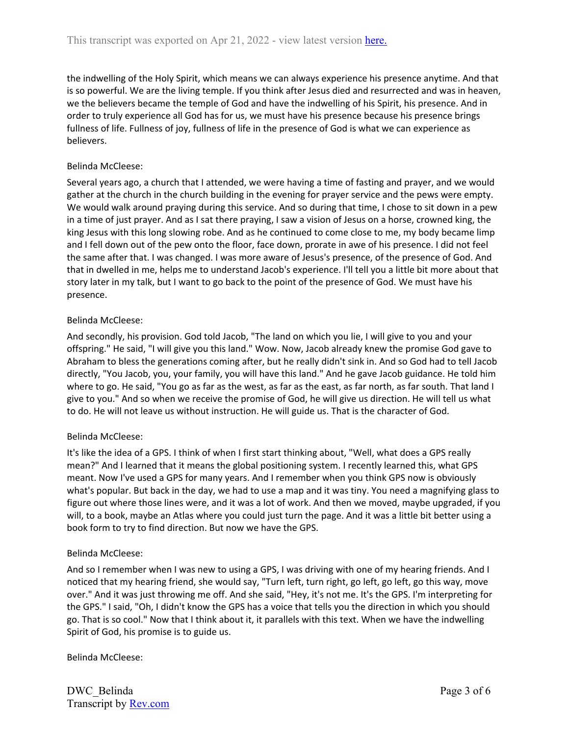the indwelling of the Holy Spirit, which means we can always experience his presence anytime. And that is so powerful. We are the living temple. If you think after Jesus died and resurrected and was in heaven, we the believers became the temple of God and have the indwelling of his Spirit, his presence. And in order to truly experience all God has for us, we must have his presence because his presence brings fullness of life. Fullness of joy, fullness of life in the presence of God is what we can experience as believers.

Belinda McCleese:

Several years ago, a church that I attended, we were having a time of fasting and prayer, and we would gather at the church in the church building in the evening for prayer service and the pews were empty. We would walk around praying during this service. And so during that time, I chose to sit down in a pew in a time of just prayer. And as I sat there praying, I saw a vision of Jesus on a horse, crowned king, the king Jesus with this long slowing robe. And as he continued to come close to me, my body became limp and I fell down out of the pew onto the floor, face down, prorate in awe of his presence. I did not feel the same after that. I was changed. I was more aware of Jesus's presence, of the presence of God. And that in dwelled in me, helps me to understand Jacob's experience. I'll tell you a little bit more about that story later in my talk, but I want to go back to the point of the presence of God. We must have his presence.

Belinda McCleese:

And secondly, his provision. God told Jacob, "The land on which you lie, I will give to you and your offspring." He said, "I will give you this land." Wow. Now, Jacob already knew the promise God gave to Abraham to bless the generations coming after, but he really didn't sink in. And so God had to tell Jacob directly, "You Jacob, you, your family, you will have this land." And he gave Jacob guidance. He told him where to go. He said, "You go as far as the west, as far as the east, as far north, as far south. That land I give to you." And so when we receive the promise of God, he will give us direction. He will tell us what to do. He will not leave us without instruction. He will guide us. That is the character of God.

Belinda McCleese:

It's like the idea of a GPS. I think of when I first start thinking about, "Well, what does a GPS really mean?" And I learned that it means the global positioning system. I recently learned this, what GPS meant. Now I've used a GPS for many years. And I remember when you think GPS now is obviously what's popular. But back in the day, we had to use a map and it was tiny. You need a magnifying glass to figure out where those lines were, and it was a lot of work. And then we moved, maybe upgraded, if you will, to a book, maybe an Atlas where you could just turn the page. And it was a little bit better using a book form to try to find direction. But now we have the GPS.

Belinda McCleese:

And so I remember when I was new to using a GPS, I was driving with one of my hearing friends. And I noticed that my hearing friend, she would say, "Turn left, turn right, go left, go left, go this way, move over." And it was just throwing me off. And she said, "Hey, it's not me. It's the GPS. I'm interpreting for the GPS." I said, "Oh, I didn't know the GPS has a voice that tells you the direction in which you should go. That is so cool." Now that I think about it, it parallels with this text. When we have the indwelling Spirit of God, his promise is to guide us.

Belinda McCleese: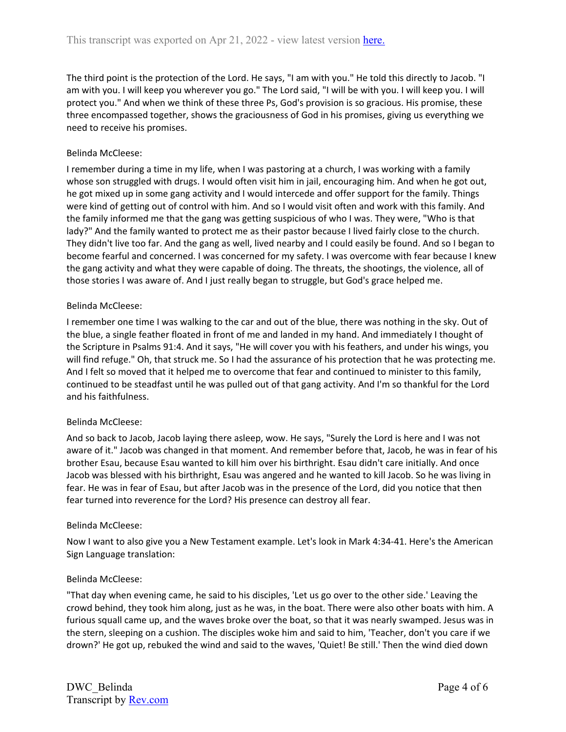The third point is the protection of the Lord. He says, "I am with you." He told this directly to Jacob. "I am with you. I will keep you wherever you go." The Lord said, "I will be with you. I will keep you. I will protect you." And when we think of these three Ps, God's provision is so gracious. His promise, these three encompassed together, shows the graciousness of God in his promises, giving us everything we need to receive his promises.

Belinda McCleese:

I remember during a time in my life, when I was pastoring at a church, I was working with a family whose son struggled with drugs. I would often visit him in jail, encouraging him. And when he got out, he got mixed up in some gang activity and I would intercede and offer support for the family. Things were kind of getting out of control with him. And so I would visit often and work with this family. And the family informed me that the gang was getting suspicious of who I was. They were, "Who is that lady?" And the family wanted to protect me as their pastor because I lived fairly close to the church. They didn't live too far. And the gang as well, lived nearby and I could easily be found. And so I began to become fearful and concerned. I was concerned for my safety. I was overcome with fear because I knew the gang activity and what they were capable of doing. The threats, the shootings, the violence, all of those stories I was aware of. And I just really began to struggle, but God's grace helped me.

Belinda McCleese:

I remember one time I was walking to the car and out of the blue, there was nothing in the sky. Out of the blue, a single feather floated in front of me and landed in my hand. And immediately I thought of the Scripture in Psalms 91:4. And it says, "He will cover you with his feathers, and under his wings, you will find refuge." Oh, that struck me. So I had the assurance of his protection that he was protecting me. And I felt so moved that it helped me to overcome that fear and continued to minister to this family, continued to be steadfast until he was pulled out of that gang activity. And I'm so thankful for the Lord and his faithfulness.

Belinda McCleese:

And so back to Jacob, Jacob laying there asleep, wow. He says, "Surely the Lord is here and I was not aware of it." Jacob was changed in that moment. And remember before that, Jacob, he was in fear of his brother Esau, because Esau wanted to kill him over his birthright. Esau didn't care initially. And once Jacob was blessed with his birthright, Esau was angered and he wanted to kill Jacob. So he was living in fear. He was in fear of Esau, but after Jacob was in the presence of the Lord, did you notice that then fear turned into reverence for the Lord? His presence can destroy all fear.

Belinda McCleese:

Now I want to also give you a New Testament example. Let's look in Mark 4:34-41. Here's the American Sign Language translation:

Belinda McCleese:

"That day when evening came, he said to his disciples, 'Let us go over to the other side.' Leaving the crowd behind, they took him along, just as he was, in the boat. There were also other boats with him. A furious squall came up, and the waves broke over the boat, so that it was nearly swamped. Jesus was in the stern, sleeping on a cushion. The disciples woke him and said to him, 'Teacher, don't you care if we drown?' He got up, rebuked the wind and said to the waves, 'Quiet! Be still.' Then the wind died down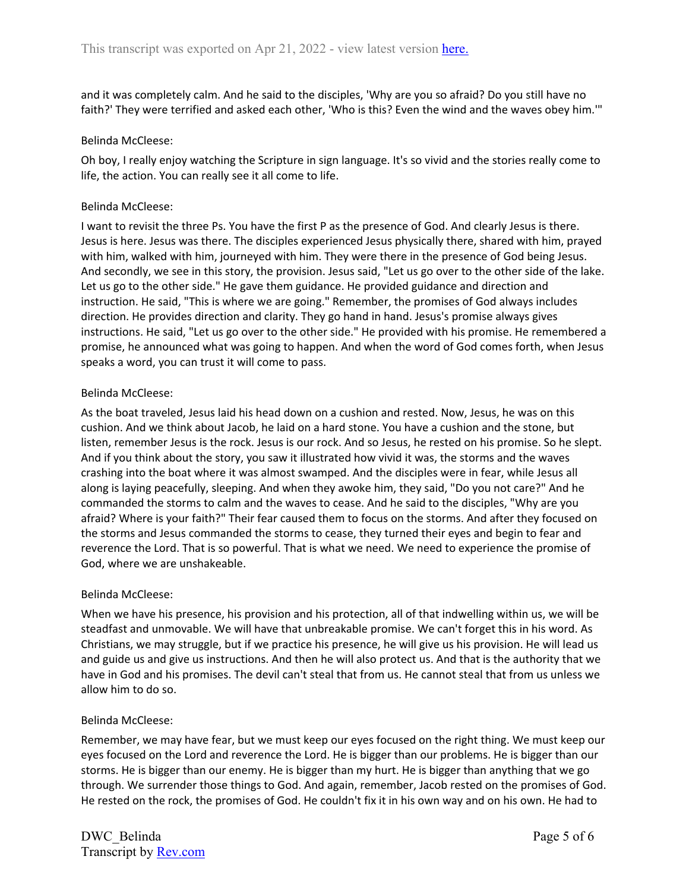and it was completely calm. And he said to the disciples, 'Why are you so afraid? Do you still have no faith?' They were terrified and asked each other, 'Who is this? Even the wind and the waves obey him.'"

Belinda McCleese:

Oh boy, I really enjoy watching the Scripture in sign language. It's so vivid and the stories really come to life, the action. You can really see it all come to life.

Belinda McCleese:

I want to revisit the three Ps. You have the first P as the presence of God. And clearly Jesus is there. Jesus is here. Jesus was there. The disciples experienced Jesus physically there, shared with him, prayed with him, walked with him, journeyed with him. They were there in the presence of God being Jesus. And secondly, we see in this story, the provision. Jesus said, "Let us go over to the other side of the lake. Let us go to the other side." He gave them guidance. He provided guidance and direction and instruction. He said, "This is where we are going." Remember, the promises of God always includes direction. He provides direction and clarity. They go hand in hand. Jesus's promise always gives instructions. He said, "Let us go over to the other side." He provided with his promise. He remembered a promise, he announced what was going to happen. And when the word of God comes forth, when Jesus speaks a word, you can trust it will come to pass.

Belinda McCleese:

As the boat traveled, Jesus laid his head down on a cushion and rested. Now, Jesus, he was on this cushion. And we think about Jacob, he laid on a hard stone. You have a cushion and the stone, but listen, remember Jesus is the rock. Jesus is our rock. And so Jesus, he rested on his promise. So he slept. And if you think about the story, you saw it illustrated how vivid it was, the storms and the waves crashing into the boat where it was almost swamped. And the disciples were in fear, while Jesus all along is laying peacefully, sleeping. And when they awoke him, they said, "Do you not care?" And he commanded the storms to calm and the waves to cease. And he said to the disciples, "Why are you afraid? Where is your faith?" Their fear caused them to focus on the storms. And after they focused on the storms and Jesus commanded the storms to cease, they turned their eyes and begin to fear and reverence the Lord. That is so powerful. That is what we need. We need to experience the promise of God, where we are unshakeable.

Belinda McCleese:

When we have his presence, his provision and his protection, all of that indwelling within us, we will be steadfast and unmovable. We will have that unbreakable promise. We can't forget this in his word. As Christians, we may struggle, but if we practice his presence, he will give us his provision. He will lead us and guide us and give us instructions. And then he will also protect us. And that is the authority that we have in God and his promises. The devil can't steal that from us. He cannot steal that from us unless we allow him to do so.

Belinda McCleese:

Remember, we may have fear, but we must keep our eyes focused on the right thing. We must keep our eyes focused on the Lord and reverence the Lord. He is bigger than our problems. He is bigger than our storms. He is bigger than our enemy. He is bigger than my hurt. He is bigger than anything that we go through. We surrender those things to God. And again, remember, Jacob rested on the promises of God. He rested on the rock, the promises of God. He couldn't fix it in his own way and on his own. He had to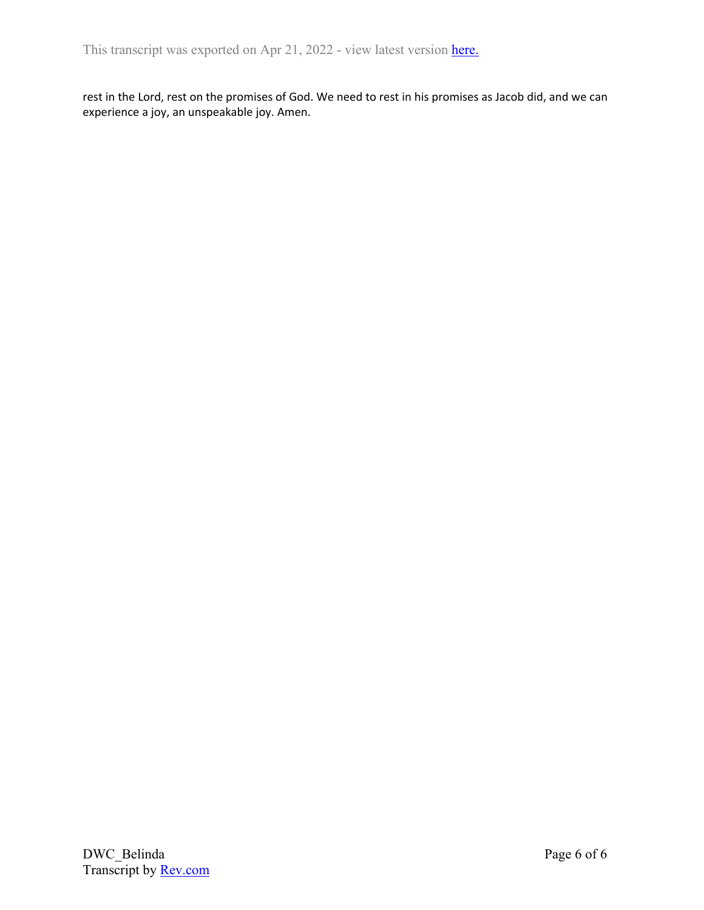rest in the Lord, rest on the promises of God. We need to rest in his promises as Jacob did, and we can experience a joy, an unspeakable joy. Amen.